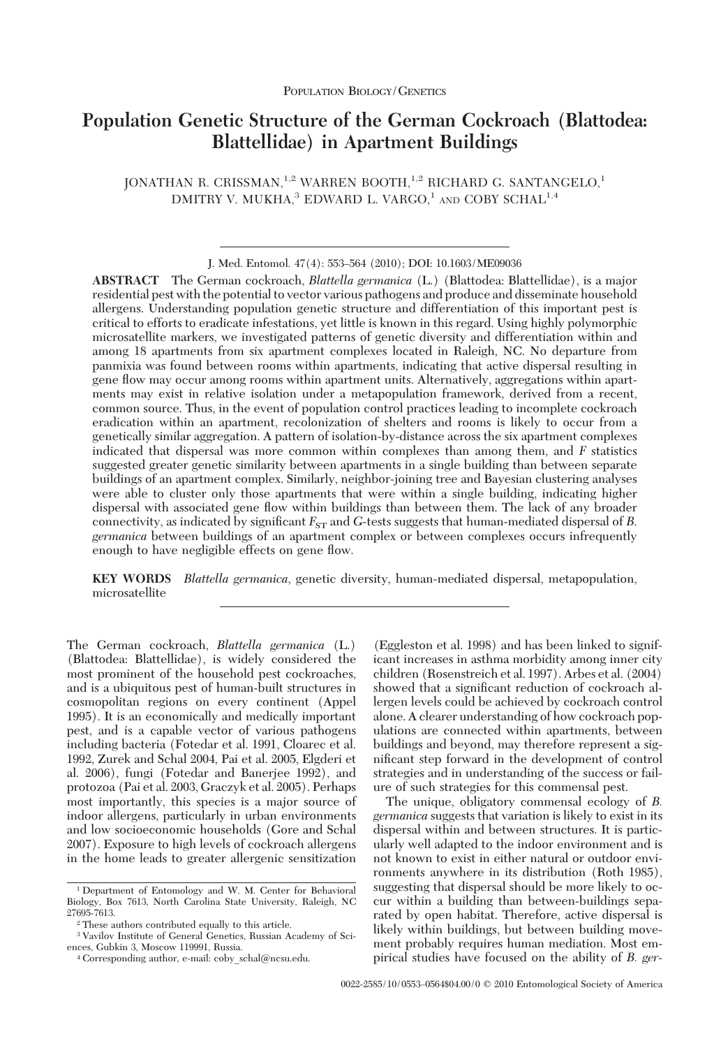Population Biology/Genetics

# Population Genetic Structure of the German Cockroach (Blattodea: Blattellidae) in Apartment Buildings

JONATHAN R. CRISSMAN,[1,2] WARREN BOOTH,[1,2] RICHARD G. SANTANGELO,[1] DMITRY V. MUKHA,[3] EDWARD L. VARGO,[1] AND COBY SCHAL[1,4]

J. Med. Entomol. 47(4): 553–564 (2010); DOI: 10.1603/ME09036

**ABSTRACT** The German cockroach, *Blattella germanica* (L.) (Blattodea: Blattellidae), is a major residential pest with the potential to vector various pathogens and produce and disseminate household allergens. Understanding population genetic structure and differentiation of this important pest is critical to efforts to eradicate infestations, yet little is known in this regard. Using highly polymorphic microsatellite markers, we investigated patterns of genetic diversity and differentiation within and among 18 apartments from six apartment complexes located in Raleigh, NC. No departure from panmixia was found between rooms within apartments, indicating that active dispersal resulting in gene flow may occur among rooms within apartment units. Alternatively, aggregations within apartments may exist in relative isolation under a metapopulation framework, derived from a recent, common source. Thus, in the event of population control practices leading to incomplete cockroach eradication within an apartment, recolonization of shelters and rooms is likely to occur from a genetically similar aggregation. A pattern of isolation-by-distance across the six apartment complexes indicated that dispersal was more common within complexes than among them, and *F* statistics suggested greater genetic similarity between apartments in a single building than between separate buildings of an apartment complex. Similarly, neighbor-joining tree and Bayesian clustering analyses were able to cluster only those apartments that were within a single building, indicating higher dispersal with associated gene flow within buildings than between them. The lack of any broader connectivity, as indicated by significant $F_{ST}$ and *G*-tests suggests that human-mediated dispersal of *B. germanica* between buildings of an apartment complex or between complexes occurs infrequently enough to have negligible effects on gene flow.

**KEY WORDS** *Blattella germanica*, genetic diversity, human-mediated dispersal, metapopulation, microsatellite

The German cockroach, *Blattella germanica* (L.) (Blattodea: Blattellidae), is widely considered the most prominent of the household pest cockroaches, and is a ubiquitous pest of human-built structures in cosmopolitan regions on every continent (Appel 1995). It is an economically and medically important pest, and is a capable vector of various pathogens including bacteria (Fotedar et al. 1991, Cloarec et al. 1992, Zurek and Schal 2004, Pai et al. 2005, Elgderi et al. 2006), fungi (Fotedar and Banerjee 1992), and protozoa (Pai et al. 2003, Graczyk et al. 2005). Perhaps most importantly, this species is a major source of indoor allergens, particularly in urban environments and low socioeconomic households (Gore and Schal 2007). Exposure to high levels of cockroach allergens in the home leads to greater allergenic sensitization (Eggleston et al. 1998) and has been linked to significant increases in asthma morbidity among inner city children (Rosenstreich et al. 1997). Arbes et al. (2004) showed that a significant reduction of cockroach allergen levels could be achieved by cockroach control alone. A clearer understanding of how cockroach populations are connected within apartments, between buildings and beyond, may therefore represent a significant step forward in the development of control strategies and in understanding of the success or failure of such strategies for this commensal pest.

The unique, obligatory commensal ecology of *B. germanica* suggests that variation is likely to exist in its dispersal within and between structures. It is particularly well adapted to the indoor environment and is not known to exist in either natural or outdoor environments anywhere in its distribution (Roth 1985), suggesting that dispersal should be more likely to occur within a building than between-buildings separated by open habitat. Therefore, active dispersal is likely within buildings, but between building movement probably requires human mediation. Most empirical studies have focused on the ability of *B. ger-*

[1] Department of Entomology and W. M. Center for Behavioral Biology, Box 7613, North Carolina State University, Raleigh, NC 27695-7613.

[2] These authors contributed equally to this article.

[3] Vavilov Institute of General Genetics, Russian Academy of Sciences, Gubkin 3, Moscow 119991, Russia.

[4] Corresponding author, e-mail: coby_schal@ncsu.edu.

0022-2585/10/0553–0564$04.00/0 © 2010 Entomological Society of America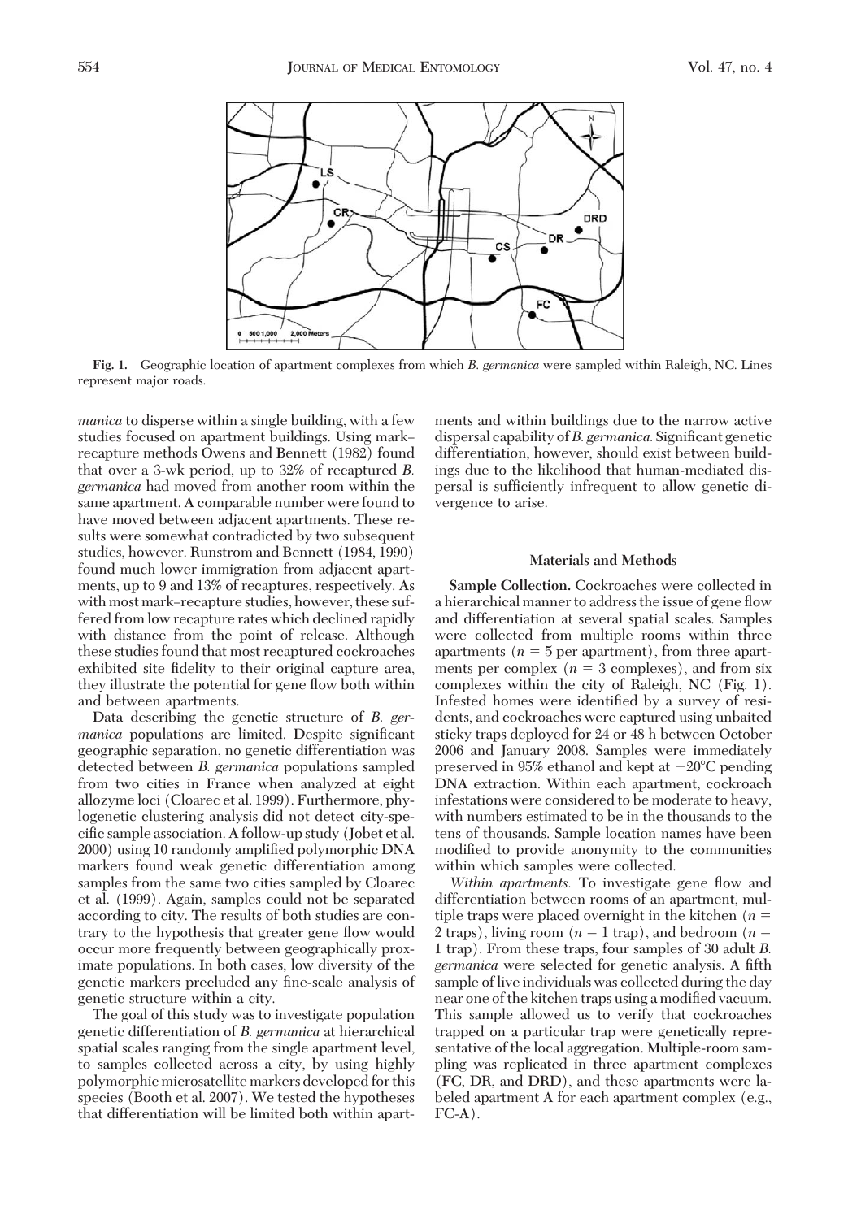Fig. 1. Geographic location of apartment complexes from which *B. germanica* were sampled within Raleigh, NC. Lines represent major roads.

*manica* to disperse within a single building, with a few studies focused on apartment buildings. Using mark–recapture methods Owens and Bennett (1982) found that over a 3-wk period, up to 32% of recaptured *B. germanica* had moved from another room within the same apartment. A comparable number were found to have moved between adjacent apartments. These results were somewhat contradicted by two subsequent studies, however. Runstrom and Bennett (1984, 1990) found much lower immigration from adjacent apartments, up to 9 and 13% of recaptures, respectively. As with most mark–recapture studies, however, these suffered from low recapture rates which declined rapidly with distance from the point of release. Although these studies found that most recaptured cockroaches exhibited site fidelity to their original capture area, they illustrate the potential for gene flow both within and between apartments.

Data describing the genetic structure of *B. germanica* populations are limited. Despite significant geographic separation, no genetic differentiation was detected between *B. germanica* populations sampled from two cities in France when analyzed at eight allozyme loci (Cloarec et al. 1999). Furthermore, phylogenetic clustering analysis did not detect city-specific sample association. A follow-up study (Jobet et al. 2000) using 10 randomly amplified polymorphic DNA markers found weak genetic differentiation among samples from the same two cities sampled by Cloarec et al. (1999). Again, samples could not be separated according to city. The results of both studies are contrary to the hypothesis that greater gene flow would occur more frequently between geographically proximate populations. In both cases, low diversity of the genetic markers precluded any fine-scale analysis of genetic structure within a city.

The goal of this study was to investigate population genetic differentiation of *B. germanica* at hierarchical spatial scales ranging from the single apartment level, to samples collected across a city, by using highly polymorphic microsatellite markers developed for this species (Booth et al. 2007). We tested the hypotheses that differentiation will be limited both within apartments and within buildings due to the narrow active dispersal capability of *B. germanica.* Significant genetic differentiation, however, should exist between buildings due to the likelihood that human-mediated dispersal is sufficiently infrequent to allow genetic divergence to arise.

## Materials and Methods

**Sample Collection.** Cockroaches were collected in a hierarchical manner to address the issue of gene flow and differentiation at several spatial scales. Samples were collected from multiple rooms within three apartments ($n = 5$ per apartment), from three apartments per complex ($n = 3$ complexes), and from six complexes within the city of Raleigh, NC (Fig. 1). Infested homes were identified by a survey of residents, and cockroaches were captured using unbaited sticky traps deployed for 24 or 48 h between October 2006 and January 2008. Samples were immediately preserved in 95% ethanol and kept at −20°C pending DNA extraction. Within each apartment, cockroach infestations were considered to be moderate to heavy, with numbers estimated to be in the thousands to the tens of thousands. Sample location names have been modified to provide anonymity to the communities within which samples were collected.

*Within apartments.* To investigate gene flow and differentiation between rooms of an apartment, multiple traps were placed overnight in the kitchen ($n = 2$ traps), living room ($n = 1$ trap), and bedroom ($n = 1$ trap). From these traps, four samples of 30 adult *B. germanica* were selected for genetic analysis. A fifth sample of live individuals was collected during the day near one of the kitchen traps using a modified vacuum. This sample allowed us to verify that cockroaches trapped on a particular trap were genetically representative of the local aggregation. Multiple-room sampling was replicated in three apartment complexes (FC, DR, and DRD), and these apartments were labeled apartment A for each apartment complex (e.g., FC-A).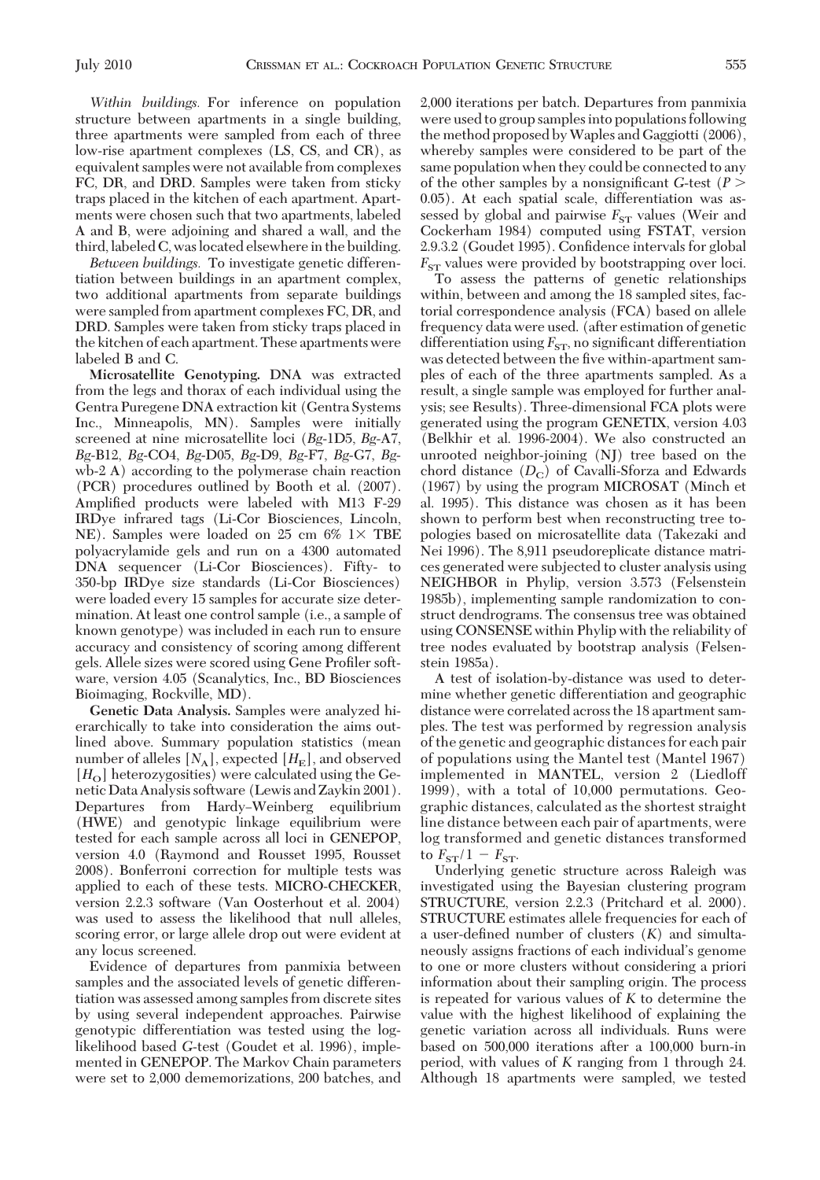*Within buildings.* For inference on population structure between apartments in a single building, three apartments were sampled from each of three low-rise apartment complexes (LS, CS, and CR), as equivalent samples were not available from complexes FC, DR, and DRD. Samples were taken from sticky traps placed in the kitchen of each apartment. Apartments were chosen such that two apartments, labeled A and B, were adjoining and shared a wall, and the third, labeled C, was located elsewhere in the building.

*Between buildings.* To investigate genetic differentiation between buildings in an apartment complex, two additional apartments from separate buildings were sampled from apartment complexes FC, DR, and DRD. Samples were taken from sticky traps placed in the kitchen of each apartment. These apartments were labeled B and C.

**Microsatellite Genotyping.** DNA was extracted from the legs and thorax of each individual using the Gentra Puregene DNA extraction kit (Gentra Systems Inc., Minneapolis, MN). Samples were initially screened at nine microsatellite loci (*Bg*-1D5, *Bg*-A7, *Bg*-B12, *Bg*-CO4, *Bg*-D05, *Bg*-D9, *Bg*-F7, *Bg*-G7, *Bg*-wb-2 A) according to the polymerase chain reaction (PCR) procedures outlined by Booth et al. (2007). Amplified products were labeled with M13 F-29 IRDye infrared tags (Li-Cor Biosciences, Lincoln, NE). Samples were loaded on 25 cm 6% 1× TBE polyacrylamide gels and run on a 4300 automated DNA sequencer (Li-Cor Biosciences). Fifty- to 350-bp IRDye size standards (Li-Cor Biosciences) were loaded every 15 samples for accurate size determination. At least one control sample (i.e., a sample of known genotype) was included in each run to ensure accuracy and consistency of scoring among different gels. Allele sizes were scored using Gene Profiler software, version 4.05 (Scanalytics, Inc., BD Biosciences Bioimaging, Rockville, MD).

**Genetic Data Analysis.** Samples were analyzed hierarchically to take into consideration the aims outlined above. Summary population statistics (mean number of alleles [$N_A$], expected [$H_E$], and observed [$H_O$] heterozygosities) were calculated using the Genetic Data Analysis software (Lewis and Zaykin 2001). Departures from Hardy–Weinberg equilibrium (HWE) and genotypic linkage equilibrium were tested for each sample across all loci in GENEPOP, version 4.0 (Raymond and Rousset 1995, Rousset 2008). Bonferroni correction for multiple tests was applied to each of these tests. MICRO-CHECKER, version 2.2.3 software (Van Oosterhout et al. 2004) was used to assess the likelihood that null alleles, scoring error, or large allele drop out were evident at any locus screened.

Evidence of departures from panmixia between samples and the associated levels of genetic differentiation was assessed among samples from discrete sites by using several independent approaches. Pairwise genotypic differentiation was tested using the log-likelihood based *G*-test (Goudet et al. 1996), implemented in GENEPOP. The Markov Chain parameters were set to 2,000 dememorizations, 200 batches, and 2,000 iterations per batch. Departures from panmixia were used to group samples into populations following the method proposed by Waples and Gaggiotti (2006), whereby samples were considered to be part of the same population when they could be connected to any of the other samples by a nonsignificant *G*-test ($P > 0.05$). At each spatial scale, differentiation was assessed by global and pairwise $F_{ST}$ values (Weir and Cockerham 1984) computed using FSTAT, version 2.9.3.2 (Goudet 1995). Confidence intervals for global $F_{ST}$ values were provided by bootstrapping over loci.

To assess the patterns of genetic relationships within, between and among the 18 sampled sites, factorial correspondence analysis (FCA) based on allele frequency data were used. (after estimation of genetic differentiation using $F_{ST}$, no significant differentiation was detected between the five within-apartment samples of each of the three apartments sampled. As a result, a single sample was employed for further analysis; see Results). Three-dimensional FCA plots were generated using the program GENETIX, version 4.03 (Belkhir et al. 1996-2004). We also constructed an unrooted neighbor-joining (NJ) tree based on the chord distance ($D_C$) of Cavalli-Sforza and Edwards (1967) by using the program MICROSAT (Minch et al. 1995). This distance was chosen as it has been shown to perform best when reconstructing tree topologies based on microsatellite data (Takezaki and Nei 1996). The 8,911 pseudoreplicate distance matrices generated were subjected to cluster analysis using NEIGHBOR in Phylip, version 3.573 (Felsenstein 1985b), implementing sample randomization to construct dendrograms. The consensus tree was obtained using CONSENSE within Phylip with the reliability of tree nodes evaluated by bootstrap analysis (Felsenstein 1985a).

A test of isolation-by-distance was used to determine whether genetic differentiation and geographic distance were correlated across the 18 apartment samples. The test was performed by regression analysis of the genetic and geographic distances for each pair of populations using the Mantel test (Mantel 1967) implemented in MANTEL, version 2 (Liedloff 1999), with a total of 10,000 permutations. Geographic distances, calculated as the shortest straight line distance between each pair of apartments, were log transformed and genetic distances transformed to $F_{ST}/1 - F_{ST}$.

Underlying genetic structure across Raleigh was investigated using the Bayesian clustering program STRUCTURE, version 2.2.3 (Pritchard et al. 2000). STRUCTURE estimates allele frequencies for each of a user-defined number of clusters ($K$) and simultaneously assigns fractions of each individual's genome to one or more clusters without considering a priori information about their sampling origin. The process is repeated for various values of $K$ to determine the value with the highest likelihood of explaining the genetic variation across all individuals. Runs were based on 500,000 iterations after a 100,000 burn-in period, with values of $K$ ranging from 1 through 24. Although 18 apartments were sampled, we tested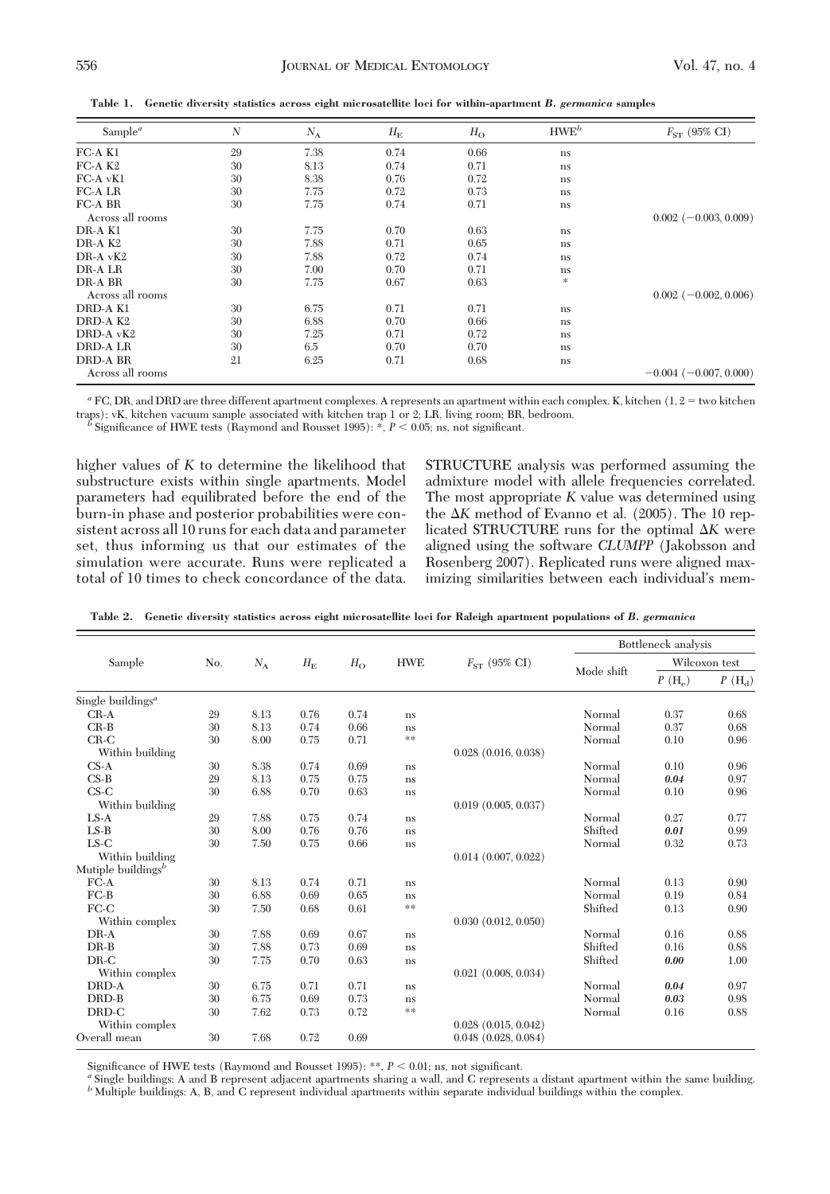**Table 1. Genetic diversity statistics across eight microsatellite loci for within-apartment *B. germanica* samples**

| Sample[a] | $N$ | $N_A$ | $H_E$ | $H_O$ | HWE[b] | $F_{ST}$ (95% CI) |
|---|---|---|---|---|---|---|
| FC-A K1 | 29 | 7.38 | 0.74 | 0.66 | ns | |
| FC-A K2 | 30 | 8.13 | 0.74 | 0.71 | ns | |
| FC-A vK1 | 30 | 8.38 | 0.76 | 0.72 | ns | |
| FC-A LR | 30 | 7.75 | 0.72 | 0.73 | ns | |
| FC-A BR | 30 | 7.75 | 0.74 | 0.71 | ns | |
| Across all rooms | | | | | | 0.002 (−0.003, 0.009) |
| DR-A K1 | 30 | 7.75 | 0.70 | 0.63 | ns | |
| DR-A K2 | 30 | 7.88 | 0.71 | 0.65 | ns | |
| DR-A vK2 | 30 | 7.88 | 0.72 | 0.74 | ns | |
| DR-A LR | 30 | 7.00 | 0.70 | 0.71 | ns | |
| DR-A BR | 30 | 7.75 | 0.67 | 0.63 | * | |
| Across all rooms | | | | | | 0.002 (−0.002, 0.006) |
| DRD-A K1 | 30 | 6.75 | 0.71 | 0.71 | ns | |
| DRD-A K2 | 30 | 6.88 | 0.70 | 0.66 | ns | |
| DRD-A vK2 | 30 | 7.25 | 0.71 | 0.72 | ns | |
| DRD-A LR | 30 | 6.5 | 0.70 | 0.70 | ns | |
| DRD-A BR | 21 | 6.25 | 0.71 | 0.68 | ns | |
| Across all rooms | | | | | | −0.004 (−0.007, 0.000) |

[a] FC, DR, and DRD are three different apartment complexes. A represents an apartment within each complex. K, kitchen (1, 2 = two kitchen traps); vK, kitchen vacuum sample associated with kitchen trap 1 or 2; LR, living room; BR, bedroom.
[b] Significance of HWE tests (Raymond and Rousset 1995): *, $P < 0.05$; ns, not significant.

higher values of $K$ to determine the likelihood that substructure exists within single apartments. Model parameters had equilibrated before the end of the burn-in phase and posterior probabilities were consistent across all 10 runs for each data and parameter set, thus informing us that our estimates of the simulation were accurate. Runs were replicated a total of 10 times to check concordance of the data. STRUCTURE analysis was performed assuming the admixture model with allele frequencies correlated. The most appropriate $K$ value was determined using the $\Delta K$ method of Evanno et al. (2005). The 10 replicated STRUCTURE runs for the optimal $\Delta K$ were aligned using the software *CLUMPP* (Jakobsson and Rosenberg 2007). Replicated runs were aligned maximizing similarities between each individual's mem-

**Table 2. Genetic diversity statistics across eight microsatellite loci for Raleigh apartment populations of *B. germanica***

| Sample | No. | $N_A$ | $H_E$ | $H_O$ | HWE | $F_{ST}$ (95% CI) | Bottleneck analysis | | |
|---|---|---|---|---|---|---|---|---|---|
| | | | | | | | Mode shift | Wilcoxon test | |
| | | | | | | | | $P$ ($H_e$) | $P$ ($H_d$) |
| Single buildings[a] | | | | | | | | | |
| CR-A | 29 | 8.13 | 0.76 | 0.74 | ns | | Normal | 0.37 | 0.68 |
| CR-B | 30 | 8.13 | 0.74 | 0.66 | ns | | Normal | 0.37 | 0.68 |
| CR-C | 30 | 8.00 | 0.75 | 0.71 | ** | | Normal | 0.10 | 0.96 |
| Within building | | | | | | 0.028 (0.016, 0.038) | | | |
| CS-A | 30 | 8.38 | 0.74 | 0.69 | ns | | Normal | 0.10 | 0.96 |
| CS-B | 29 | 8.13 | 0.75 | 0.75 | ns | | Normal | ***0.04*** | 0.97 |
| CS-C | 30 | 6.88 | 0.70 | 0.63 | ns | | Normal | 0.10 | 0.96 |
| Within building | | | | | | 0.019 (0.005, 0.037) | | | |
| LS-A | 29 | 7.88 | 0.75 | 0.74 | ns | | Normal | 0.27 | 0.77 |
| LS-B | 30 | 8.00 | 0.76 | 0.76 | ns | | Shifted | ***0.01*** | 0.99 |
| LS-C | 30 | 7.50 | 0.75 | 0.66 | ns | | Normal | 0.32 | 0.73 |
| Within building | | | | | | 0.014 (0.007, 0.022) | | | |
| Mutiple buildings[b] | | | | | | | | | |
| FC-A | 30 | 8.13 | 0.74 | 0.71 | ns | | Normal | 0.13 | 0.90 |
| FC-B | 30 | 6.88 | 0.69 | 0.65 | ns | | Normal | 0.19 | 0.84 |
| FC-C | 30 | 7.50 | 0.68 | 0.61 | ** | | Shifted | 0.13 | 0.90 |
| Within complex | | | | | | 0.030 (0.012, 0.050) | | | |
| DR-A | 30 | 7.88 | 0.69 | 0.67 | ns | | Normal | 0.16 | 0.88 |
| DR-B | 30 | 7.88 | 0.73 | 0.69 | ns | | Shifted | 0.16 | 0.88 |
| DR-C | 30 | 7.75 | 0.70 | 0.63 | ns | | Shifted | ***0.00*** | 1.00 |
| Within complex | | | | | | 0.021 (0.008, 0.034) | | | |
| DRD-A | 30 | 6.75 | 0.71 | 0.71 | ns | | Normal | ***0.04*** | 0.97 |
| DRD-B | 30 | 6.75 | 0.69 | 0.73 | ns | | Normal | ***0.03*** | 0.98 |
| DRD-C | 30 | 7.62 | 0.73 | 0.72 | ** | | Normal | 0.16 | 0.88 |
| Within complex | | | | | | 0.028 (0.015, 0.042) | | | |
| Overall mean | 30 | 7.68 | 0.72 | 0.69 | | 0.048 (0.028, 0.084) | | | |

Significance of HWE tests (Raymond and Rousset 1995): **, $P < 0.01$; ns, not significant.
[a] Single buildings: A and B represent adjacent apartments sharing a wall, and C represents a distant apartment within the same building.
[b] Multiple buildings: A, B, and C represent individual apartments within separate individual buildings within the complex.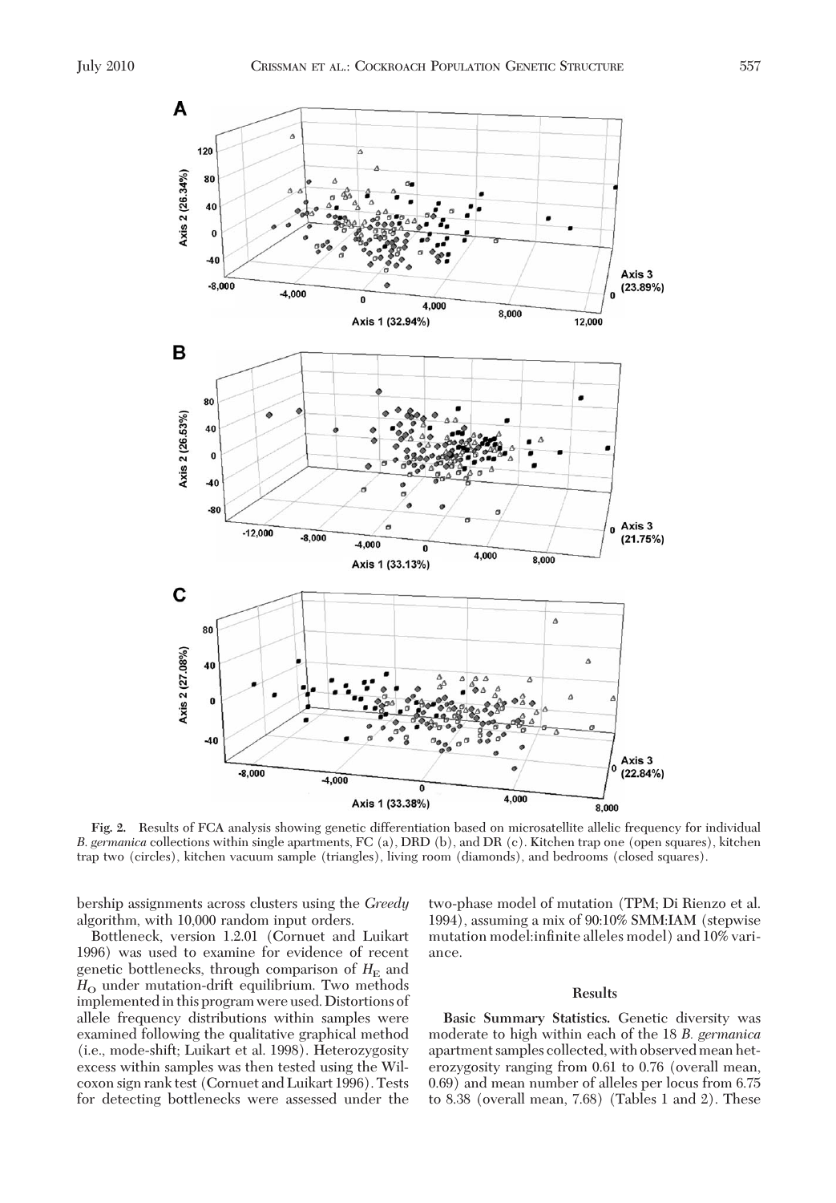**Fig. 2.** Results of FCA analysis showing genetic differentiation based on microsatellite allelic frequency for individual *B. germanica* collections within single apartments, FC (a), DRD (b), and DR (c). Kitchen trap one (open squares), kitchen trap two (circles), kitchen vacuum sample (triangles), living room (diamonds), and bedrooms (closed squares).

bership assignments across clusters using the *Greedy* algorithm, with 10,000 random input orders.

Bottleneck, version 1.2.01 (Cornuet and Luikart 1996) was used to examine for evidence of recent genetic bottlenecks, through comparison of $H_E$ and $H_O$ under mutation-drift equilibrium. Two methods implemented in this program were used. Distortions of allele frequency distributions within samples were examined following the qualitative graphical method (i.e., mode-shift; Luikart et al. 1998). Heterozygosity excess within samples was then tested using the Wilcoxon sign rank test (Cornuet and Luikart 1996). Tests for detecting bottlenecks were assessed under the two-phase model of mutation (TPM; Di Rienzo et al. 1994), assuming a mix of 90:10% SMM:IAM (stepwise mutation model:infinite alleles model) and 10% variance.

## Results

**Basic Summary Statistics.** Genetic diversity was moderate to high within each of the 18 *B. germanica* apartment samples collected, with observed mean heterozygosity ranging from 0.61 to 0.76 (overall mean, 0.69) and mean number of alleles per locus from 6.75 to 8.38 (overall mean, 7.68) (Tables 1 and 2). These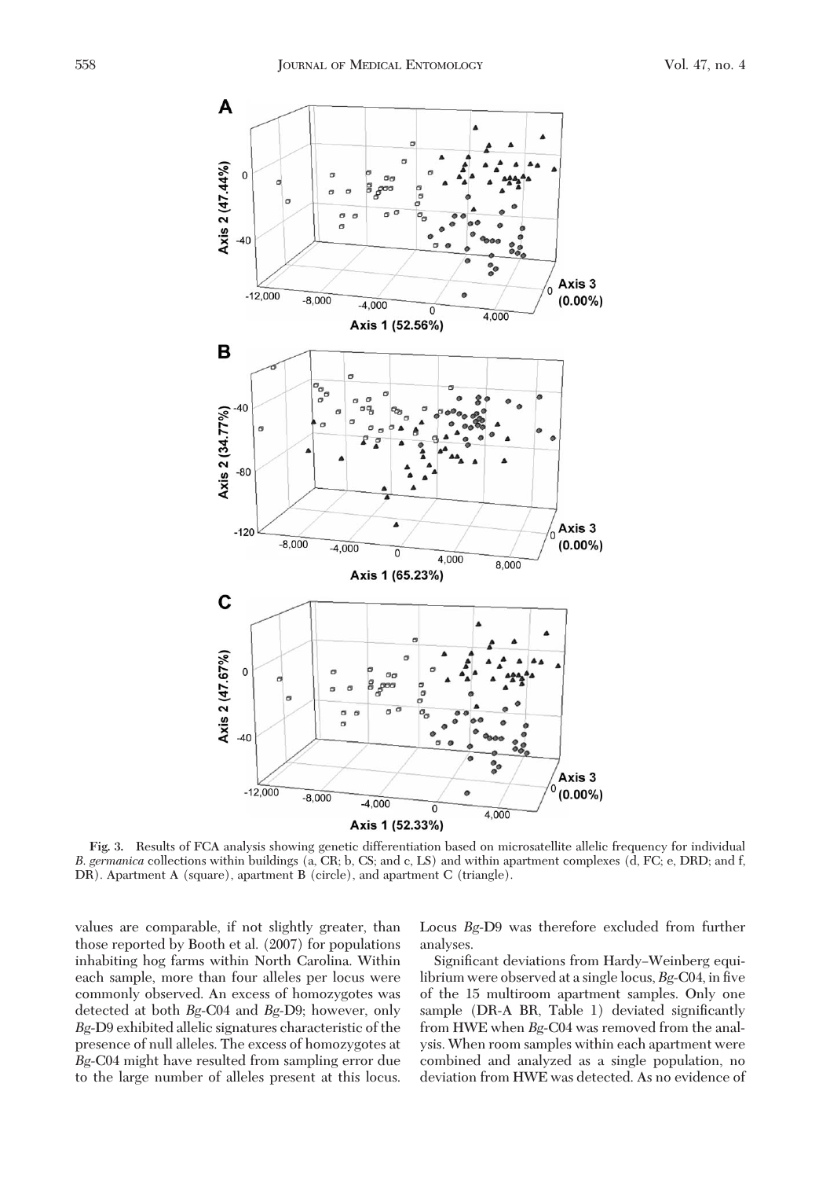Fig. 3. Results of FCA analysis showing genetic differentiation based on microsatellite allelic frequency for individual *B. germanica* collections within buildings (a, CR; b, CS; and c, LS) and within apartment complexes (d, FC; e, DRD; and f, DR). Apartment A (square), apartment B (circle), and apartment C (triangle).

values are comparable, if not slightly greater, than those reported by Booth et al. (2007) for populations inhabiting hog farms within North Carolina. Within each sample, more than four alleles per locus were commonly observed. An excess of homozygotes was detected at both *Bg*-C04 and *Bg*-D9; however, only *Bg*-D9 exhibited allelic signatures characteristic of the presence of null alleles. The excess of homozygotes at *Bg*-C04 might have resulted from sampling error due to the large number of alleles present at this locus. Locus *Bg*-D9 was therefore excluded from further analyses.

Significant deviations from Hardy–Weinberg equilibrium were observed at a single locus, *Bg*-C04, in five of the 15 multiroom apartment samples. Only one sample (DR-A BR, Table 1) deviated significantly from HWE when *Bg*-C04 was removed from the analysis. When room samples within each apartment were combined and analyzed as a single population, no deviation from HWE was detected. As no evidence of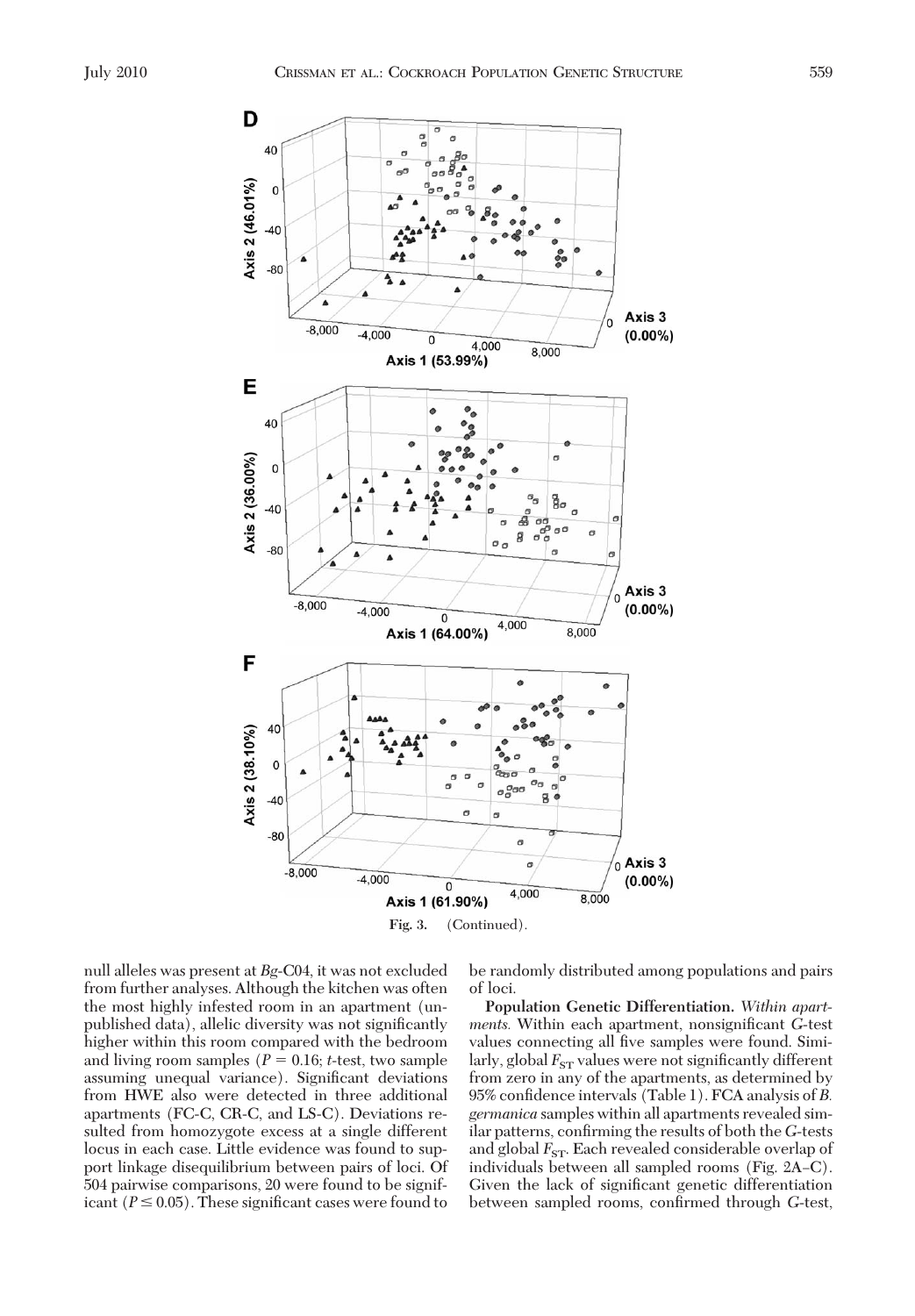Fig. 3. (Continued).

null alleles was present at *Bg*-C04, it was not excluded from further analyses. Although the kitchen was often the most highly infested room in an apartment (unpublished data), allelic diversity was not significantly higher within this room compared with the bedroom and living room samples ($P = 0.16$; *t*-test, two sample assuming unequal variance). Significant deviations from HWE also were detected in three additional apartments (FC-C, CR-C, and LS-C). Deviations resulted from homozygote excess at a single different locus in each case. Little evidence was found to support linkage disequilibrium between pairs of loci. Of 504 pairwise comparisons, 20 were found to be significant ($P \leq 0.05$). These significant cases were found to be randomly distributed among populations and pairs of loci.

**Population Genetic Differentiation.** *Within apartments.* Within each apartment, nonsignificant *G*-test values connecting all five samples were found. Similarly, global $F_{ST}$ values were not significantly different from zero in any of the apartments, as determined by 95% confidence intervals (Table 1). FCA analysis of *B. germanica* samples within all apartments revealed similar patterns, confirming the results of both the *G*-tests and global $F_{ST}$. Each revealed considerable overlap of individuals between all sampled rooms (Fig. 2A–C). Given the lack of significant genetic differentiation between sampled rooms, confirmed through *G*-test,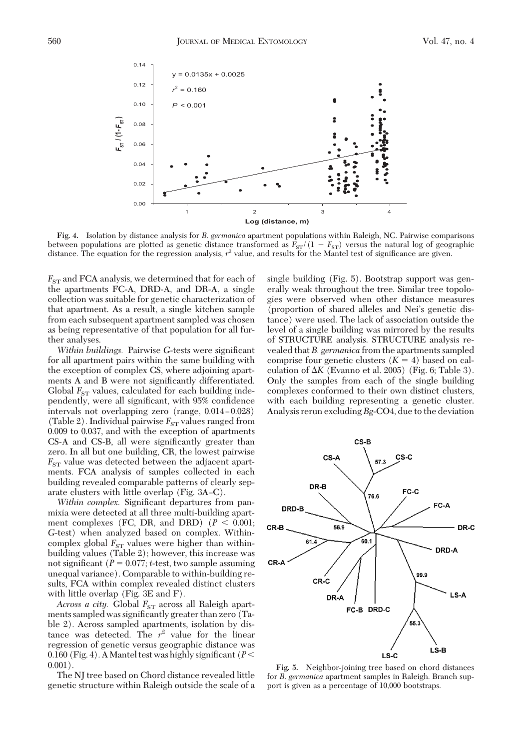**Fig. 4.** Isolation by distance analysis for *B. germanica* apartment populations within Raleigh, NC. Pairwise comparisons between populations are plotted as genetic distance transformed as $F_{ST}/(1 - F_{ST})$ versus the natural log of geographic distance. The equation for the regression analysis, $r^2$ value, and results for the Mantel test of significance are given.

$F_{ST}$ and FCA analysis, we determined that for each of the apartments FC-A, DRD-A, and DR-A, a single collection was suitable for genetic characterization of that apartment. As a result, a single kitchen sample from each subsequent apartment sampled was chosen as being representative of that population for all further analyses.

*Within buildings.* Pairwise *G*-tests were significant for all apartment pairs within the same building with the exception of complex CS, where adjoining apartments A and B were not significantly differentiated. Global $F_{ST}$ values, calculated for each building independently, were all significant, with 95% confidence intervals not overlapping zero (range, 0.014–0.028) (Table 2). Individual pairwise $F_{ST}$ values ranged from 0.009 to 0.037, and with the exception of apartments CS-A and CS-B, all were significantly greater than zero. In all but one building, CR, the lowest pairwise $F_{ST}$ value was detected between the adjacent apartments. FCA analysis of samples collected in each building revealed comparable patterns of clearly separate clusters with little overlap (Fig. 3A–C).

*Within complex.* Significant departures from panmixia were detected at all three multi-building apartment complexes (FC, DR, and DRD) ($P < 0.001$; *G*-test) when analyzed based on complex. Within-complex global $F_{ST}$ values were higher than within-building values (Table 2); however, this increase was not significant ($P = 0.077$; *t*-test, two sample assuming unequal variance). Comparable to within-building results, FCA within complex revealed distinct clusters with little overlap (Fig. 3E and F).

*Across a city.* Global $F_{ST}$ across all Raleigh apartments sampled was significantly greater than zero (Table 2). Across sampled apartments, isolation by distance was detected. The $r^2$ value for the linear regression of genetic versus geographic distance was 0.160 (Fig. 4). A Mantel test was highly significant ($P < 0.001$).

The NJ tree based on Chord distance revealed little genetic structure within Raleigh outside the scale of a single building (Fig. 5). Bootstrap support was generally weak throughout the tree. Similar tree topologies were observed when other distance measures (proportion of shared alleles and Nei's genetic distance) were used. The lack of association outside the level of a single building was mirrored by the results of STRUCTURE analysis. STRUCTURE analysis revealed that *B. germanica* from the apartments sampled comprise four genetic clusters ($K = 4$) based on calculation of $\Delta K$ (Evanno et al. 2005) (Fig. 6; Table 3). Only the samples from each of the single building complexes conformed to their own distinct clusters, with each building representing a genetic cluster. Analysis rerun excluding *Bg*-CO4, due to the deviation

**Fig. 5.** Neighbor-joining tree based on chord distances for *B. germanica* apartment samples in Raleigh. Branch support is given as a percentage of 10,000 bootstraps.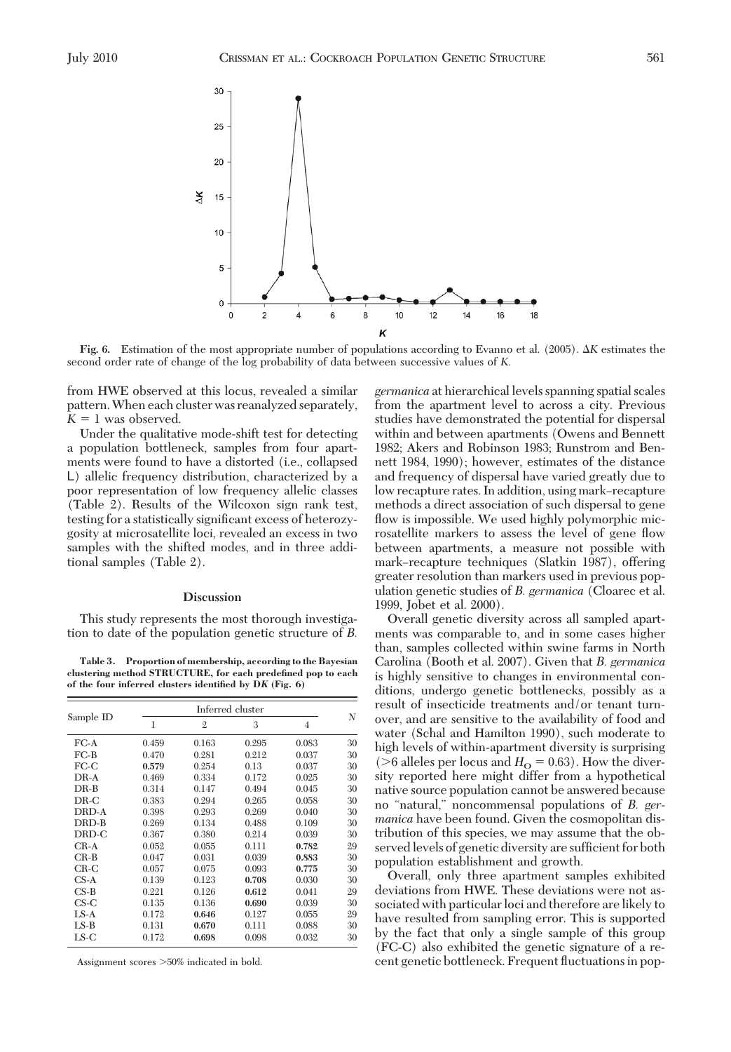Fig. 6. Estimation of the most appropriate number of populations according to Evanno et al. (2005). $\Delta K$ estimates the second order rate of change of the log probability of data between successive values of $K$.

from HWE observed at this locus, revealed a similar pattern. When each cluster was reanalyzed separately, $K = 1$ was observed.

Under the qualitative mode-shift test for detecting a population bottleneck, samples from four apartments were found to have a distorted (i.e., collapsed L) allelic frequency distribution, characterized by a poor representation of low frequency allelic classes (Table 2). Results of the Wilcoxon sign rank test, testing for a statistically significant excess of heterozygosity at microsatellite loci, revealed an excess in two samples with the shifted modes, and in three additional samples (Table 2).

## Discussion

This study represents the most thorough investigation to date of the population genetic structure of *B. germanica* at hierarchical levels spanning spatial scales from the apartment level to across a city. Previous studies have demonstrated the potential for dispersal within and between apartments (Owens and Bennett 1982; Akers and Robinson 1983; Runstrom and Bennett 1984, 1990); however, estimates of the distance and frequency of dispersal have varied greatly due to low recapture rates. In addition, using mark–recapture methods a direct association of such dispersal to gene flow is impossible. We used highly polymorphic microsatellite markers to assess the level of gene flow between apartments, a measure not possible with mark–recapture techniques (Slatkin 1987), offering greater resolution than markers used in previous population genetic studies of *B. germanica* (Cloarec et al. 1999, Jobet et al. 2000).

Overall genetic diversity across all sampled apartments was comparable to, and in some cases higher than, samples collected within swine farms in North Carolina (Booth et al. 2007). Given that *B. germanica* is highly sensitive to changes in environmental conditions, undergo genetic bottlenecks, possibly as a result of insecticide treatments and/or tenant turnover, and are sensitive to the availability of food and water (Schal and Hamilton 1990), such moderate to high levels of within-apartment diversity is surprising (>6 alleles per locus and $H_O = 0.63$). How the diversity reported here might differ from a hypothetical native source population cannot be answered because no "natural," noncommensal populations of *B. germanica* have been found. Given the cosmopolitan distribution of this species, we may assume that the observed levels of genetic diversity are sufficient for both population establishment and growth.

Overall, only three apartment samples exhibited deviations from HWE. These deviations were not associated with particular loci and therefore are likely to have resulted from sampling error. This is supported by the fact that only a single sample of this group (FC-C) also exhibited the genetic signature of a recent genetic bottleneck. Frequent fluctuations in pop-

**Table 3. Proportion of membership, according to the Bayesian clustering method STRUCTURE, for each predefined pop to each of the four inferred clusters identified by D*K* (Fig. 6)**

| Sample ID | Inferred cluster | | | | N |
|---|---|---|---|---|---|
| | 1 | 2 | 3 | 4 | |
| FC-A | 0.459 | 0.163 | 0.295 | 0.083 | 30 |
| FC-B | 0.470 | 0.281 | 0.212 | 0.037 | 30 |
| FC-C | **0.579** | 0.254 | 0.13 | 0.037 | 30 |
| DR-A | 0.469 | 0.334 | 0.172 | 0.025 | 30 |
| DR-B | 0.314 | 0.147 | 0.494 | 0.045 | 30 |
| DR-C | 0.383 | 0.294 | 0.265 | 0.058 | 30 |
| DRD-A | 0.398 | 0.293 | 0.269 | 0.040 | 30 |
| DRD-B | 0.269 | 0.134 | 0.488 | 0.109 | 30 |
| DRD-C | 0.367 | 0.380 | 0.214 | 0.039 | 30 |
| CR-A | 0.052 | 0.055 | 0.111 | **0.782** | 29 |
| CR-B | 0.047 | 0.031 | 0.039 | **0.883** | 30 |
| CR-C | 0.057 | 0.075 | 0.093 | **0.775** | 30 |
| CS-A | 0.139 | 0.123 | **0.708** | 0.030 | 30 |
| CS-B | 0.221 | 0.126 | **0.612** | 0.041 | 29 |
| CS-C | 0.135 | 0.136 | **0.690** | 0.039 | 30 |
| LS-A | 0.172 | **0.646** | 0.127 | 0.055 | 29 |
| LS-B | 0.131 | **0.670** | 0.111 | 0.088 | 30 |
| LS-C | 0.172 | **0.698** | 0.098 | 0.032 | 30 |

Assignment scores >50% indicated in bold.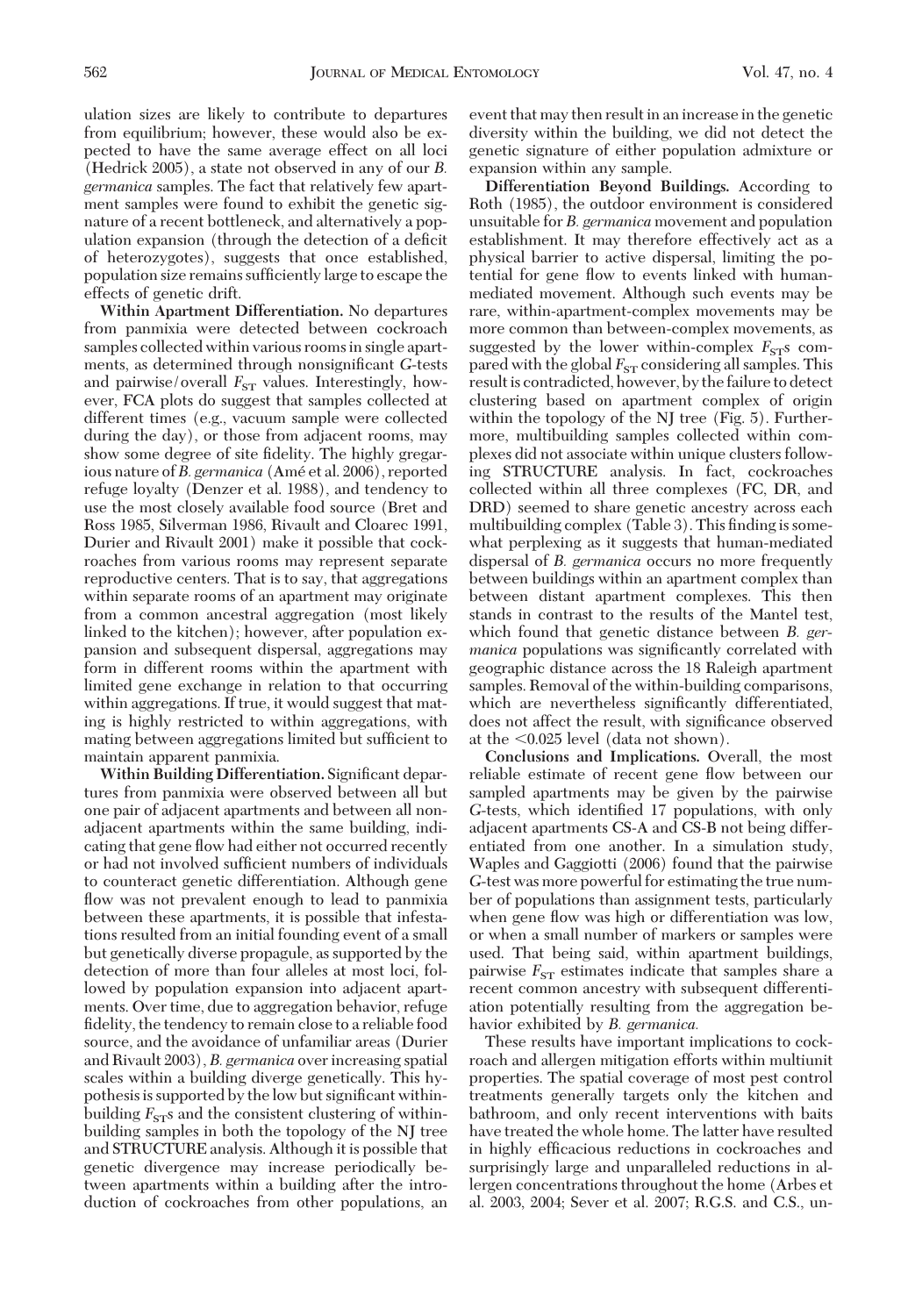ulation sizes are likely to contribute to departures from equilibrium; however, these would also be expected to have the same average effect on all loci (Hedrick 2005), a state not observed in any of our *B. germanica* samples. The fact that relatively few apartment samples were found to exhibit the genetic signature of a recent bottleneck, and alternatively a population expansion (through the detection of a deficit of heterozygotes), suggests that once established, population size remains sufficiently large to escape the effects of genetic drift.

**Within Apartment Differentiation.** No departures from panmixia were detected between cockroach samples collected within various rooms in single apartments, as determined through nonsignificant *G*-tests and pairwise/overall $F_{ST}$ values. Interestingly, however, FCA plots do suggest that samples collected at different times (e.g., vacuum sample were collected during the day), or those from adjacent rooms, may show some degree of site fidelity. The highly gregarious nature of *B. germanica* (Amé et al. 2006), reported refuge loyalty (Denzer et al. 1988), and tendency to use the most closely available food source (Bret and Ross 1985, Silverman 1986, Rivault and Cloarec 1991, Durier and Rivault 2001) make it possible that cockroaches from various rooms may represent separate reproductive centers. That is to say, that aggregations within separate rooms of an apartment may originate from a common ancestral aggregation (most likely linked to the kitchen); however, after population expansion and subsequent dispersal, aggregations may form in different rooms within the apartment with limited gene exchange in relation to that occurring within aggregations. If true, it would suggest that mating is highly restricted to within aggregations, with mating between aggregations limited but sufficient to maintain apparent panmixia.

**Within Building Differentiation.** Significant departures from panmixia were observed between all but one pair of adjacent apartments and between all nonadjacent apartments within the same building, indicating that gene flow had either not occurred recently or had not involved sufficient numbers of individuals to counteract genetic differentiation. Although gene flow was not prevalent enough to lead to panmixia between these apartments, it is possible that infestations resulted from an initial founding event of a small but genetically diverse propagule, as supported by the detection of more than four alleles at most loci, followed by population expansion into adjacent apartments. Over time, due to aggregation behavior, refuge fidelity, the tendency to remain close to a reliable food source, and the avoidance of unfamiliar areas (Durier and Rivault 2003), *B. germanica* over increasing spatial scales within a building diverge genetically. This hypothesis is supported by the low but significant within-building $F_{ST}$s and the consistent clustering of within-building samples in both the topology of the NJ tree and STRUCTURE analysis. Although it is possible that genetic divergence may increase periodically between apartments within a building after the introduction of cockroaches from other populations, an event that may then result in an increase in the genetic diversity within the building, we did not detect the genetic signature of either population admixture or expansion within any sample.

**Differentiation Beyond Buildings.** According to Roth (1985), the outdoor environment is considered unsuitable for *B. germanica* movement and population establishment. It may therefore effectively act as a physical barrier to active dispersal, limiting the potential for gene flow to events linked with human-mediated movement. Although such events may be rare, within-apartment-complex movements may be more common than between-complex movements, as suggested by the lower within-complex $F_{ST}$s compared with the global $F_{ST}$ considering all samples. This result is contradicted, however, by the failure to detect clustering based on apartment complex of origin within the topology of the NJ tree (Fig. 5). Furthermore, multibuilding samples collected within complexes did not associate within unique clusters following STRUCTURE analysis. In fact, cockroaches collected within all three complexes (FC, DR, and DRD) seemed to share genetic ancestry across each multibuilding complex (Table 3). This finding is somewhat perplexing as it suggests that human-mediated dispersal of *B. germanica* occurs no more frequently between buildings within an apartment complex than between distant apartment complexes. This then stands in contrast to the results of the Mantel test, which found that genetic distance between *B. germanica* populations was significantly correlated with geographic distance across the 18 Raleigh apartment samples. Removal of the within-building comparisons, which are nevertheless significantly differentiated, does not affect the result, with significance observed at the $<0.025$ level (data not shown).

**Conclusions and Implications.** Overall, the most reliable estimate of recent gene flow between our sampled apartments may be given by the pairwise *G*-tests, which identified 17 populations, with only adjacent apartments CS-A and CS-B not being differentiated from one another. In a simulation study, Waples and Gaggiotti (2006) found that the pairwise *G*-test was more powerful for estimating the true number of populations than assignment tests, particularly when gene flow was high or differentiation was low, or when a small number of markers or samples were used. That being said, within apartment buildings, pairwise $F_{ST}$ estimates indicate that samples share a recent common ancestry with subsequent differentiation potentially resulting from the aggregation behavior exhibited by *B. germanica.*

These results have important implications to cockroach and allergen mitigation efforts within multiunit properties. The spatial coverage of most pest control treatments generally targets only the kitchen and bathroom, and only recent interventions with baits have treated the whole home. The latter have resulted in highly efficacious reductions in cockroaches and surprisingly large and unparalleled reductions in allergen concentrations throughout the home (Arbes et al. 2003, 2004; Sever et al. 2007; R.G.S. and C.S., un-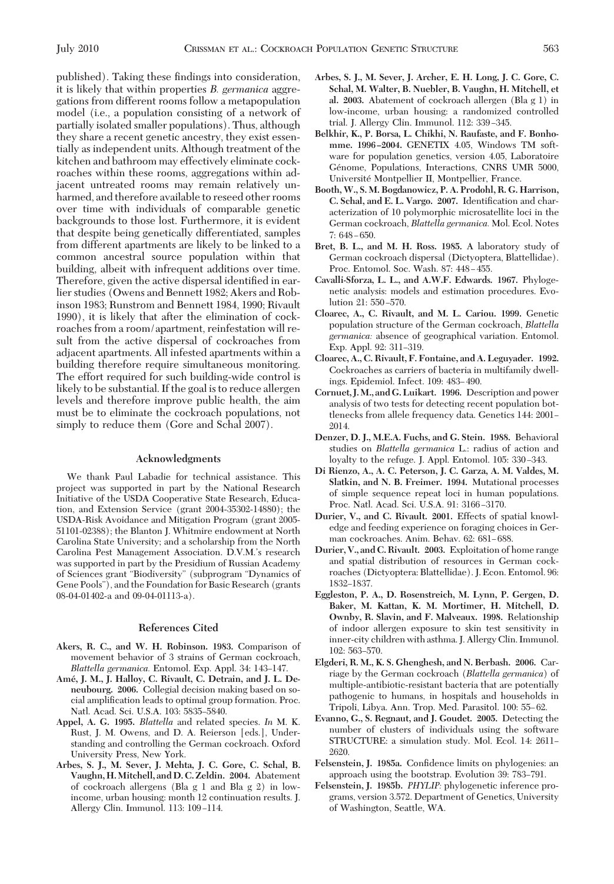published). Taking these findings into consideration, it is likely that within properties *B. germanica* aggregations from different rooms follow a metapopulation model (i.e., a population consisting of a network of partially isolated smaller populations). Thus, although they share a recent genetic ancestry, they exist essentially as independent units. Although treatment of the kitchen and bathroom may effectively eliminate cockroaches within these rooms, aggregations within adjacent untreated rooms may remain relatively unharmed, and therefore available to reseed other rooms over time with individuals of comparable genetic backgrounds to those lost. Furthermore, it is evident that despite being genetically differentiated, samples from different apartments are likely to be linked to a common ancestral source population within that building, albeit with infrequent additions over time. Therefore, given the active dispersal identified in earlier studies (Owens and Bennett 1982; Akers and Robinson 1983; Runstrom and Bennett 1984, 1990; Rivault 1990), it is likely that after the elimination of cockroaches from a room/apartment, reinfestation will result from the active dispersal of cockroaches from adjacent apartments. All infested apartments within a building therefore require simultaneous monitoring. The effort required for such building-wide control is likely to be substantial. If the goal is to reduce allergen levels and therefore improve public health, the aim must be to eliminate the cockroach populations, not simply to reduce them (Gore and Schal 2007).

## Acknowledgments

We thank Paul Labadie for technical assistance. This project was supported in part by the National Research Initiative of the USDA Cooperative State Research, Education, and Extension Service (grant 2004-35302-14880); the USDA-Risk Avoidance and Mitigation Program (grant 2005-51101-02388); the Blanton J. Whitmire endowment at North Carolina State University; and a scholarship from the North Carolina Pest Management Association. D.V.M.'s research was supported in part by the Presidium of Russian Academy of Sciences grant "Biodiversity" (subprogram "Dynamics of Gene Pools"), and the Foundation for Basic Research (grants 08-04-01402-a and 09-04-01113-a).

## References Cited

**Akers, R. C., and W. H. Robinson. 1983.** Comparison of movement behavior of 3 strains of German cockroach, *Blattella germanica.* Entomol. Exp. Appl. 34: 143–147.

**Amé, J. M., J. Halloy, C. Rivault, C. Detrain, and J. L. Deneubourg. 2006.** Collegial decision making based on social amplification leads to optimal group formation. Proc. Natl. Acad. Sci. U.S.A. 103: 5835–5840.

**Appel, A. G. 1995.** *Blattella* and related species. *In* M. K. Rust, J. M. Owens, and D. A. Reierson [eds.], Understanding and controlling the German cockroach. Oxford University Press, New York.

**Arbes, S. J., M. Sever, J. Mehta, J. C. Gore, C. Schal, B. Vaughn, H. Mitchell, and D. C. Zeldin. 2004.** Abatement of cockroach allergens (Bla g 1 and Bla g 2) in low-income, urban housing: month 12 continuation results. J. Allergy Clin. Immunol. 113: 109–114.

**Arbes, S. J., M. Sever, J. Archer, E. H. Long, J. C. Gore, C. Schal, M. Walter, B. Nuebler, B. Vaughn, H. Mitchell, et al. 2003.** Abatement of cockroach allergen (Bla g 1) in low-income, urban housing: a randomized controlled trial. J. Allergy Clin. Immunol. 112: 339–345.

**Belkhir, K., P. Borsa, L. Chikhi, N. Raufaste, and F. Bonhomme. 1996–2004.** GENETIX 4.05, Windows TM software for population genetics, version 4.05, Laboratoire Génome, Populations, Interactions, CNRS UMR 5000, Université Montpellier II, Montpellier, France.

**Booth, W., S. M. Bogdanowicz, P. A. Prodohl, R. G. Harrison, C. Schal, and E. L. Vargo. 2007.** Identification and characterization of 10 polymorphic microsatellite loci in the German cockroach, *Blattella germanica.* Mol. Ecol. Notes 7: 648–650.

**Bret, B. L., and M. H. Ross. 1985.** A laboratory study of German cockroach dispersal (Dictyoptera, Blattellidae). Proc. Entomol. Soc. Wash. 87: 448–455.

**Cavalli-Sforza, L. L., and A.W.F. Edwards. 1967.** Phylogenetic analysis: models and estimation procedures. Evolution 21: 550–570.

**Cloarec, A., C. Rivault, and M. L. Cariou. 1999.** Genetic population structure of the German cockroach, *Blattella germanica:* absence of geographical variation. Entomol. Exp. Appl. 92: 311–319.

**Cloarec, A., C. Rivault, F. Fontaine, and A. Leguyader. 1992.** Cockroaches as carriers of bacteria in multifamily dwellings. Epidemiol. Infect. 109: 483–490.

**Cornuet, J. M., and G. Luikart. 1996.** Description and power analysis of two tests for detecting recent population bottlenecks from allele frequency data. Genetics 144: 2001–2014.

**Denzer, D. J., M.E.A. Fuchs, and G. Stein. 1988.** Behavioral studies on *Blattella germanica* L.: radius of action and loyalty to the refuge. J. Appl. Entomol. 105: 330–343.

**Di Rienzo, A., A. C. Peterson, J. C. Garza, A. M. Valdes, M. Slatkin, and N. B. Freimer. 1994.** Mutational processes of simple sequence repeat loci in human populations. Proc. Natl. Acad. Sci. U.S.A. 91: 3166–3170.

**Durier, V., and C. Rivault. 2001.** Effects of spatial knowledge and feeding experience on foraging choices in German cockroaches. Anim. Behav. 62: 681–688.

**Durier, V., and C. Rivault. 2003.** Exploitation of home range and spatial distribution of resources in German cockroaches (Dictyoptera: Blattellidae). J. Econ. Entomol. 96: 1832–1837.

**Eggleston, P. A., D. Rosenstreich, M. Lynn, P. Gergen, D. Baker, M. Kattan, K. M. Mortimer, H. Mitchell, D. Ownby, R. Slavin, and F. Malveaux. 1998.** Relationship of indoor allergen exposure to skin test sensitivity in inner-city children with asthma. J. Allergy Clin. Immunol. 102: 563–570.

**Elgderi, R. M., K. S. Ghenghesh, and N. Berbash. 2006.** Carriage by the German cockroach (*Blattella germanica*) of multiple-antibiotic-resistant bacteria that are potentially pathogenic to humans, in hospitals and households in Tripoli, Libya. Ann. Trop. Med. Parasitol. 100: 55–62.

**Evanno, G., S. Regnaut, and J. Goudet. 2005.** Detecting the number of clusters of individuals using the software STRUCTURE: a simulation study. Mol. Ecol. 14: 2611–2620.

**Felsenstein, J. 1985a.** Confidence limits on phylogenies: an approach using the bootstrap. Evolution 39: 783–791.

**Felsenstein, J. 1985b.** *PHYLIP:* phylogenetic inference programs, version 3.572. Department of Genetics, University of Washington, Seattle, WA.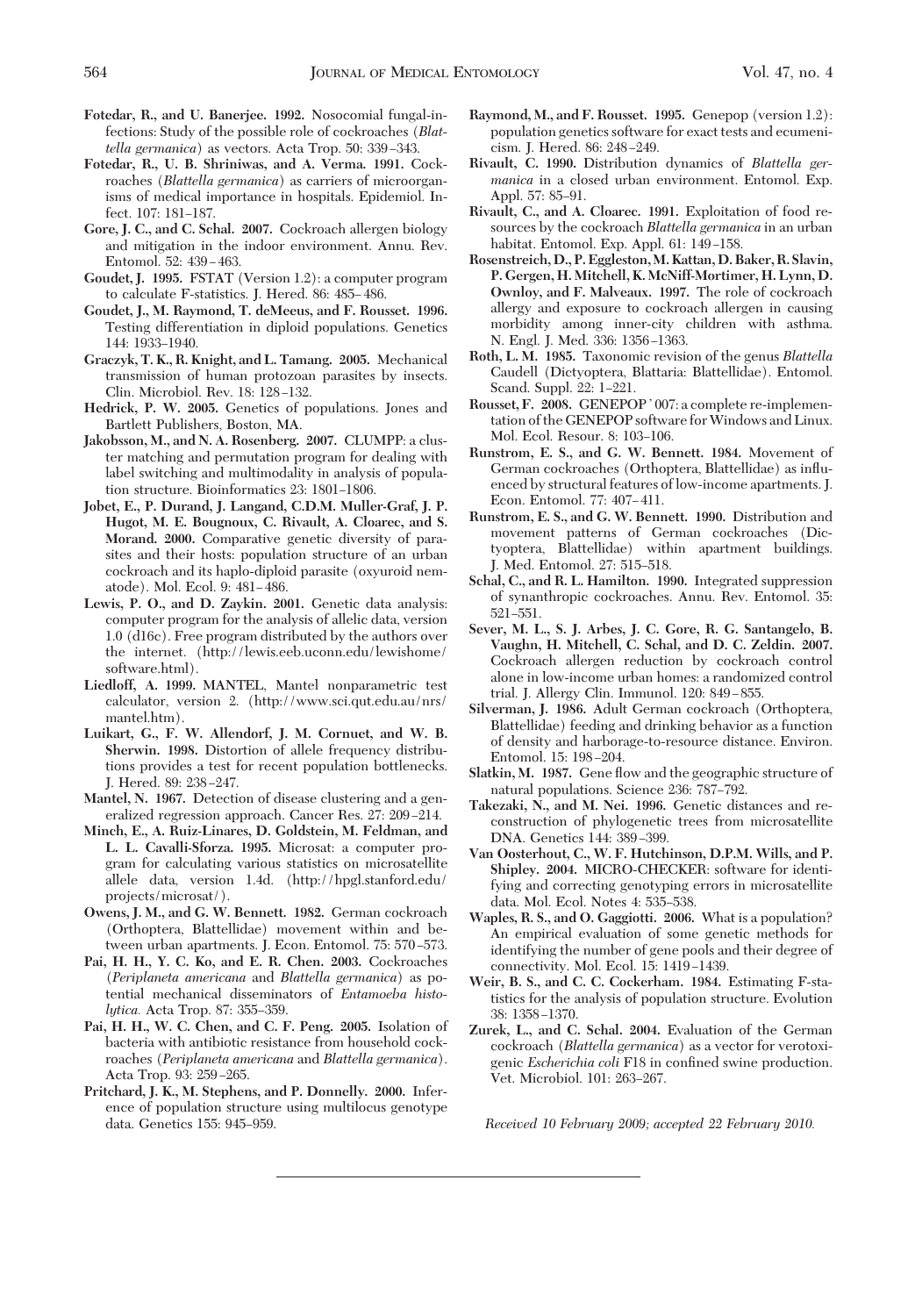**Fotedar, R., and U. Banerjee. 1992.** Nosocomial fungal-infections: Study of the possible role of cockroaches (*Blattella germanica*) as vectors. Acta Trop. 50: 339–343.

**Fotedar, R., U. B. Shriniwas, and A. Verma. 1991.** Cockroaches (*Blattella germanica*) as carriers of microorganisms of medical importance in hospitals. Epidemiol. Infect. 107: 181–187.

**Gore, J. C., and C. Schal. 2007.** Cockroach allergen biology and mitigation in the indoor environment. Annu. Rev. Entomol. 52: 439–463.

**Goudet, J. 1995.** FSTAT (Version 1.2): a computer program to calculate F-statistics. J. Hered. 86: 485–486.

**Goudet, J., M. Raymond, T. deMeeus, and F. Rousset. 1996.** Testing differentiation in diploid populations. Genetics 144: 1933–1940.

**Graczyk, T. K., R. Knight, and L. Tamang. 2005.** Mechanical transmission of human protozoan parasites by insects. Clin. Microbiol. Rev. 18: 128–132.

**Hedrick, P. W. 2005.** Genetics of populations. Jones and Bartlett Publishers, Boston, MA.

**Jakobsson, M., and N. A. Rosenberg. 2007.** CLUMPP: a cluster matching and permutation program for dealing with label switching and multimodality in analysis of population structure. Bioinformatics 23: 1801–1806.

**Jobet, E., P. Durand, J. Langand, C.D.M. Muller-Graf, J. P. Hugot, M. E. Bougnoux, C. Rivault, A. Cloarec, and S. Morand. 2000.** Comparative genetic diversity of parasites and their hosts: population structure of an urban cockroach and its haplo-diploid parasite (oxyuroid nematode). Mol. Ecol. 9: 481–486.

**Lewis, P. O., and D. Zaykin. 2001.** Genetic data analysis: computer program for the analysis of allelic data, version 1.0 (d16c). Free program distributed by the authors over the internet. (http://lewis.eeb.uconn.edu/lewishome/software.html).

**Liedloff, A. 1999.** MANTEL, Mantel nonparametric test calculator, version 2. (http://www.sci.qut.edu.au/nrs/mantel.htm).

**Luikart, G., F. W. Allendorf, J. M. Cornuet, and W. B. Sherwin. 1998.** Distortion of allele frequency distributions provides a test for recent population bottlenecks. J. Hered. 89: 238–247.

**Mantel, N. 1967.** Detection of disease clustering and a generalized regression approach. Cancer Res. 27: 209–214.

**Minch, E., A. Ruiz-Linares, D. Goldstein, M. Feldman, and L. L. Cavalli-Sforza. 1995.** Microsat: a computer program for calculating various statistics on microsatellite allele data, version 1.4d. (http://hpgl.stanford.edu/projects/microsat/).

**Owens, J. M., and G. W. Bennett. 1982.** German cockroach (Orthoptera, Blattellidae) movement within and between urban apartments. J. Econ. Entomol. 75: 570–573.

**Pai, H. H., Y. C. Ko, and E. R. Chen. 2003.** Cockroaches (*Periplaneta americana* and *Blattella germanica*) as potential mechanical disseminators of *Entamoeba histolytica.* Acta Trop. 87: 355–359.

**Pai, H. H., W. C. Chen, and C. F. Peng. 2005.** Isolation of bacteria with antibiotic resistance from household cockroaches (*Periplaneta americana* and *Blattella germanica*). Acta Trop. 93: 259–265.

**Pritchard, J. K., M. Stephens, and P. Donnelly. 2000.** Inference of population structure using multilocus genotype data. Genetics 155: 945–959.

**Raymond, M., and F. Rousset. 1995.** Genepop (version 1.2): population genetics software for exact tests and ecumenicism. J. Hered. 86: 248–249.

**Rivault, C. 1990.** Distribution dynamics of *Blattella germanica* in a closed urban environment. Entomol. Exp. Appl. 57: 85–91.

**Rivault, C., and A. Cloarec. 1991.** Exploitation of food resources by the cockroach *Blattella germanica* in an urban habitat. Entomol. Exp. Appl. 61: 149–158.

**Rosenstreich, D., P. Eggleston, M. Kattan, D. Baker, R. Slavin, P. Gergen, H. Mitchell, K. McNiff-Mortimer, H. Lynn, D. Ownloy, and F. Malveaux. 1997.** The role of cockroach allergy and exposure to cockroach allergen in causing morbidity among inner-city children with asthma. N. Engl. J. Med. 336: 1356–1363.

**Roth, L. M. 1985.** Taxonomic revision of the genus *Blattella* Caudell (Dictyoptera, Blattaria: Blattellidae). Entomol. Scand. Suppl. 22: 1–221.

**Rousset, F. 2008.** GENEPOP'007: a complete re-implementation of the GENEPOP software for Windows and Linux. Mol. Ecol. Resour. 8: 103–106.

**Runstrom, E. S., and G. W. Bennett. 1984.** Movement of German cockroaches (Orthoptera, Blattellidae) as influenced by structural features of low-income apartments. J. Econ. Entomol. 77: 407–411.

**Runstrom, E. S., and G. W. Bennett. 1990.** Distribution and movement patterns of German cockroaches (Dictyoptera, Blattellidae) within apartment buildings. J. Med. Entomol. 27: 515–518.

**Schal, C., and R. L. Hamilton. 1990.** Integrated suppression of synanthropic cockroaches. Annu. Rev. Entomol. 35: 521–551.

**Sever, M. L., S. J. Arbes, J. C. Gore, R. G. Santangelo, B. Vaughn, H. Mitchell, C. Schal, and D. C. Zeldin. 2007.** Cockroach allergen reduction by cockroach control alone in low-income urban homes: a randomized control trial. J. Allergy Clin. Immunol. 120: 849–855.

**Silverman, J. 1986.** Adult German cockroach (Orthoptera, Blattellidae) feeding and drinking behavior as a function of density and harborage-to-resource distance. Environ. Entomol. 15: 198–204.

**Slatkin, M. 1987.** Gene flow and the geographic structure of natural populations. Science 236: 787–792.

**Takezaki, N., and M. Nei. 1996.** Genetic distances and reconstruction of phylogenetic trees from microsatellite DNA. Genetics 144: 389–399.

**Van Oosterhout, C., W. F. Hutchinson, D.P.M. Wills, and P. Shipley. 2004.** MICRO-CHECKER: software for identifying and correcting genotyping errors in microsatellite data. Mol. Ecol. Notes 4: 535–538.

**Waples, R. S., and O. Gaggiotti. 2006.** What is a population? An empirical evaluation of some genetic methods for identifying the number of gene pools and their degree of connectivity. Mol. Ecol. 15: 1419–1439.

**Weir, B. S., and C. C. Cockerham. 1984.** Estimating F-statistics for the analysis of population structure. Evolution 38: 1358–1370.

**Zurek, L., and C. Schal. 2004.** Evaluation of the German cockroach (*Blattella germanica*) as a vector for verotoxigenic *Escherichia coli* F18 in confined swine production. Vet. Microbiol. 101: 263–267.

*Received 10 February 2009; accepted 22 February 2010.*